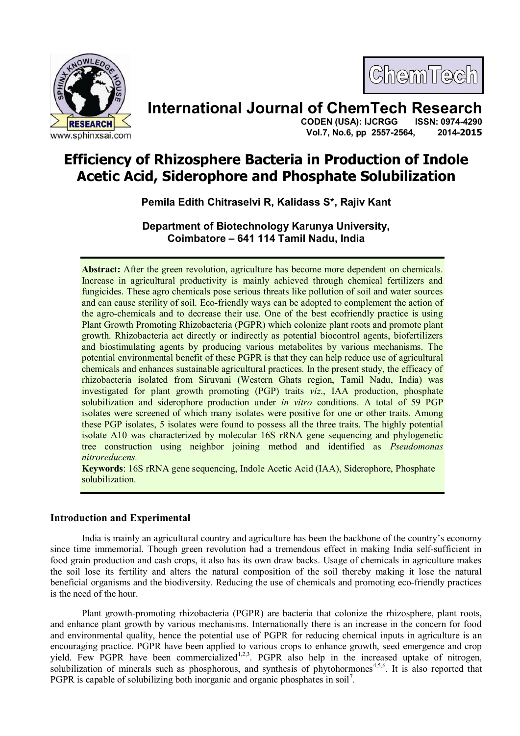# Efficiency of Rhizosphere Bacteria in Production of Indole Acetic Acid, Siderophore and Phosphate Solubilization

**Pemila Edith Chitraselvi R, Kalidass S\*, Rajiv Kant**

**Department of Biotechnology Karunya University, Coimbatore – 641 114 Tamil Nadu, India**

**Abstract:** After the green revolution, agriculture has become more dependent on chemicals. Increase in agricultural productivity is mainly achieved through chemical fertilizers and fungicides. These agro chemicals pose serious threats like pollution of soil and water sources and can cause sterility of soil. Eco-friendly ways can be adopted to complement the action of the agro-chemicals and to decrease their use. One of the best ecofriendly practice is using Plant Growth Promoting Rhizobacteria (PGPR) which colonize plant roots and promote plant growth. Rhizobacteria act directly or indirectly as potential biocontrol agents, biofertilizers and biostimulating agents by producing various metabolites by various mechanisms. The potential environmental benefit of these PGPR is that they can help reduce use of agricultural chemicals and enhances sustainable agricultural practices. In the present study, the efficacy of rhizobacteria isolated from Siruvani (Western Ghats region, Tamil Nadu, India) was investigated for plant growth promoting (PGP) traits *viz*., IAA production, phosphate solubilization and siderophore production under *in vitro* conditions. A total of 59 PGP isolates were screened of which many isolates were positive for one or other traits. Among these PGP isolates, 5 isolates were found to possess all the three traits. The highly potential isolate A10 was characterized by molecular 16S rRNA gene sequencing and phylogenetic tree construction using neighbor joining method and identified as *Pseudomonas nitroreducens.*

**Keywords**: 16S rRNA gene sequencing, Indole Acetic Acid (IAA), Siderophore, Phosphate solubilization.

## Introduction and Experimental

India is mainly an agricultural country and agriculture has been the backbone of the country's economy since time immemorial. Though green revolution had a tremendous effect in making India self-sufficient in food grain production and cash crops, it also has its own draw backs. Usage of chemicals in agriculture makes the soil lose its fertility and alters the natural composition of the soil thereby making it lose the natural beneficial organisms and the biodiversity. Reducing the use of chemicals and promoting eco-friendly practices is the need of the hour.

Plant growth-promoting rhizobacteria (PGPR) are bacteria that colonize the rhizosphere, plant roots, and enhance plant growth by various mechanisms. Internationally there is an increase in the concern for food and environmental quality, hence the potential use of PGPR for reducing chemical inputs in agriculture is an encouraging practice. PGPR have been applied to various crops to enhance growth, seed emergence and crop yield. Few PGPR have been commercialized[1,2,3]. PGPR also help in the increased uptake of nitrogen, solubilization of minerals such as phosphorous, and synthesis of phytohormones[4,5,6]. It is also reported that PGPR is capable of solubilizing both inorganic and organic phosphates in soil[7].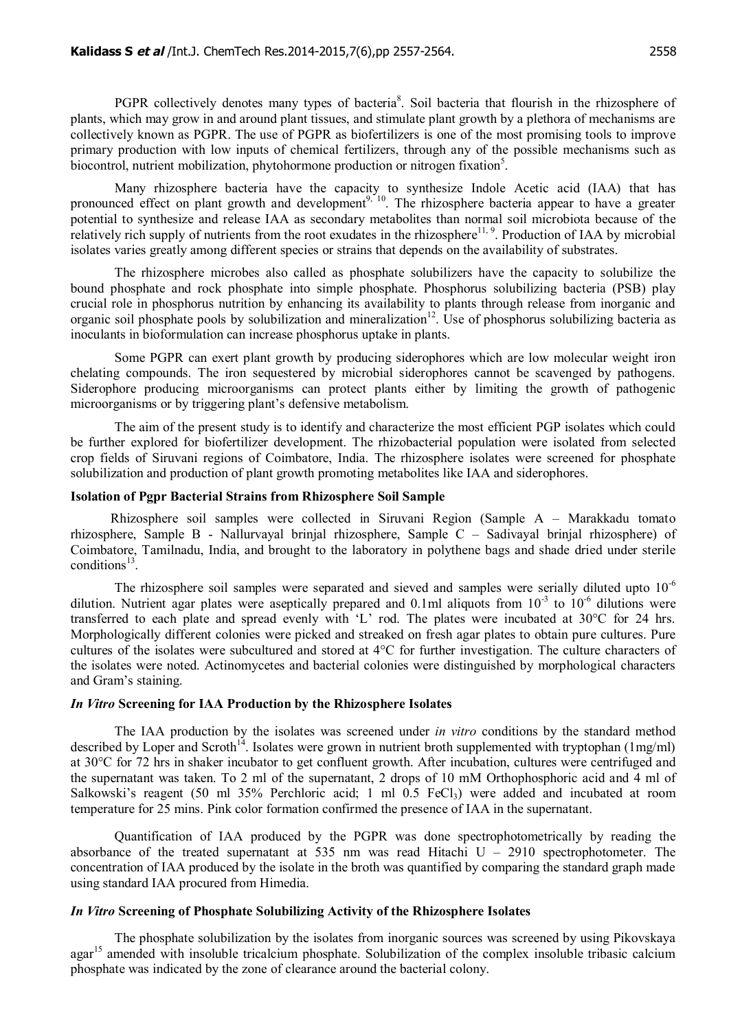PGPR collectively denotes many types of bacteria[8]. Soil bacteria that flourish in the rhizosphere of plants, which may grow in and around plant tissues, and stimulate plant growth by a plethora of mechanisms are collectively known as PGPR. The use of PGPR as biofertilizers is one of the most promising tools to improve primary production with low inputs of chemical fertilizers, through any of the possible mechanisms such as biocontrol, nutrient mobilization, phytohormone production or nitrogen fixation[5].

Many rhizosphere bacteria have the capacity to synthesize Indole Acetic acid (IAA) that has pronounced effect on plant growth and development[9, 10]. The rhizosphere bacteria appear to have a greater potential to synthesize and release IAA as secondary metabolites than normal soil microbiota because of the relatively rich supply of nutrients from the root exudates in the rhizosphere[11, 9]. Production of IAA by microbial isolates varies greatly among different species or strains that depends on the availability of substrates.

The rhizosphere microbes also called as phosphate solubilizers have the capacity to solubilize the bound phosphate and rock phosphate into simple phosphate. Phosphorus solubilizing bacteria (PSB) play crucial role in phosphorus nutrition by enhancing its availability to plants through release from inorganic and organic soil phosphate pools by solubilization and mineralization[12]. Use of phosphorus solubilizing bacteria as inoculants in bioformulation can increase phosphorus uptake in plants.

Some PGPR can exert plant growth by producing siderophores which are low molecular weight iron chelating compounds. The iron sequestered by microbial siderophores cannot be scavenged by pathogens. Siderophore producing microorganisms can protect plants either by limiting the growth of pathogenic microorganisms or by triggering plant's defensive metabolism.

The aim of the present study is to identify and characterize the most efficient PGP isolates which could be further explored for biofertilizer development. The rhizobacterial population were isolated from selected crop fields of Siruvani regions of Coimbatore, India. The rhizosphere isolates were screened for phosphate solubilization and production of plant growth promoting metabolites like IAA and siderophores.

### Isolation of Pgpr Bacterial Strains from Rhizosphere Soil Sample

Rhizosphere soil samples were collected in Siruvani Region (Sample A – Marakkadu tomato rhizosphere, Sample B - Nallurvayal brinjal rhizosphere, Sample C – Sadivayal brinjal rhizosphere) of Coimbatore, Tamilnadu, India, and brought to the laboratory in polythene bags and shade dried under sterile conditions[13].

The rhizosphere soil samples were separated and sieved and samples were serially diluted upto $10^{-6}$ dilution. Nutrient agar plates were aseptically prepared and 0.1ml aliquots from $10^{-3}$ to $10^{-6}$ dilutions were transferred to each plate and spread evenly with 'L' rod. The plates were incubated at 30°C for 24 hrs. Morphologically different colonies were picked and streaked on fresh agar plates to obtain pure cultures. Pure cultures of the isolates were subcultured and stored at 4°C for further investigation. The culture characters of the isolates were noted. Actinomycetes and bacterial colonies were distinguished by morphological characters and Gram's staining.

### *In Vitro* Screening for IAA Production by the Rhizosphere Isolates

The IAA production by the isolates was screened under *in vitro* conditions by the standard method described by Loper and Scroth[14]. Isolates were grown in nutrient broth supplemented with tryptophan (1mg/ml) at 30°C for 72 hrs in shaker incubator to get confluent growth. After incubation, cultures were centrifuged and the supernatant was taken. To 2 ml of the supernatant, 2 drops of 10 mM Orthophosphoric acid and 4 ml of Salkowski's reagent (50 ml 35% Perchloric acid; 1 ml 0.5 $FeCl_3$) were added and incubated at room temperature for 25 mins. Pink color formation confirmed the presence of IAA in the supernatant.

Quantification of IAA produced by the PGPR was done spectrophotometrically by reading the absorbance of the treated supernatant at 535 nm was read Hitachi U – 2910 spectrophotometer. The concentration of IAA produced by the isolate in the broth was quantified by comparing the standard graph made using standard IAA procured from Himedia.

### *In Vitro* Screening of Phosphate Solubilizing Activity of the Rhizosphere Isolates

The phosphate solubilization by the isolates from inorganic sources was screened by using Pikovskaya agar[15] amended with insoluble tricalcium phosphate. Solubilization of the complex insoluble tribasic calcium phosphate was indicated by the zone of clearance around the bacterial colony.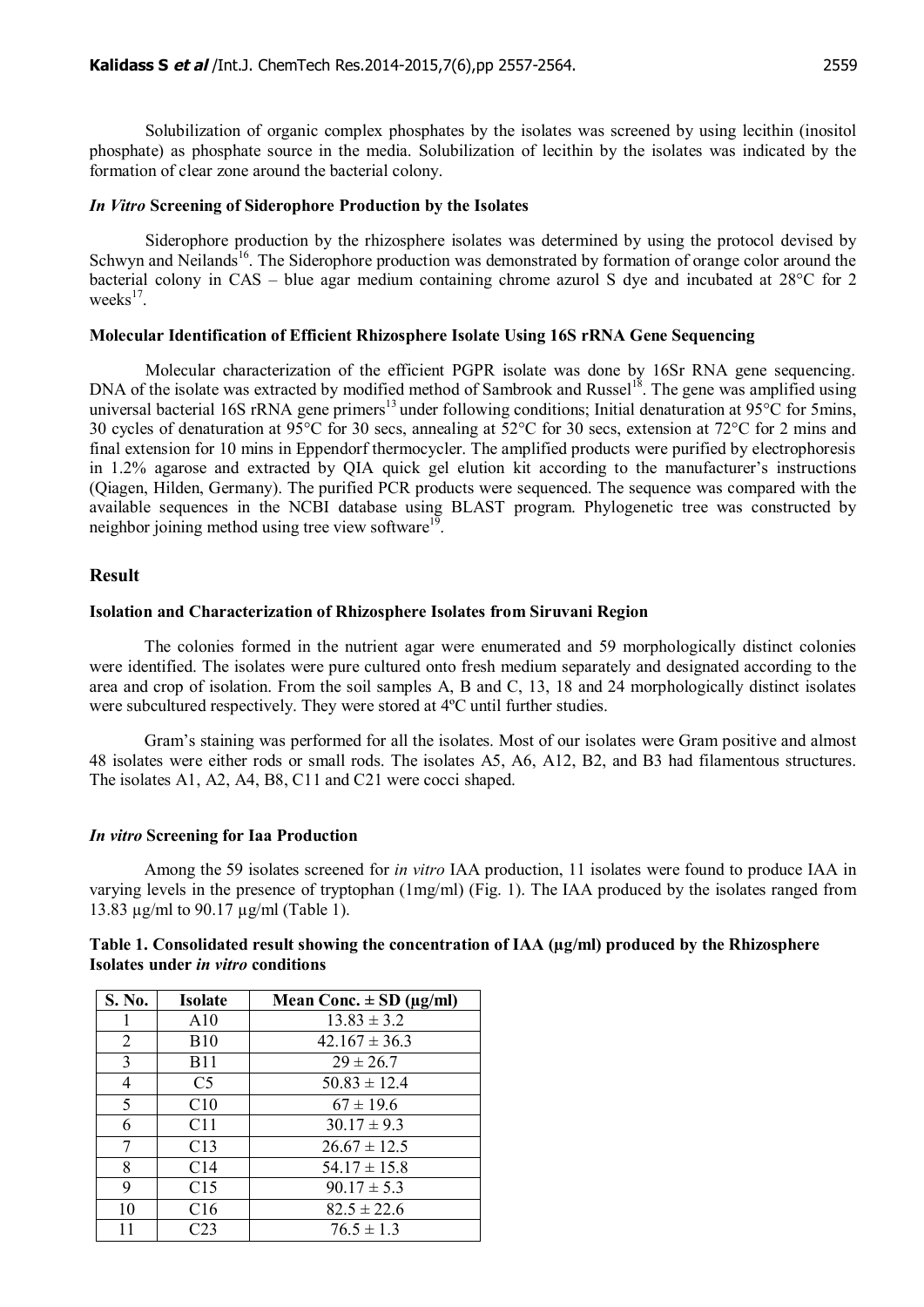Solubilization of organic complex phosphates by the isolates was screened by using lecithin (inositol phosphate) as phosphate source in the media. Solubilization of lecithin by the isolates was indicated by the formation of clear zone around the bacterial colony.

### *In Vitro* Screening of Siderophore Production by the Isolates

Siderophore production by the rhizosphere isolates was determined by using the protocol devised by Schwyn and Neilands[16]. The Siderophore production was demonstrated by formation of orange color around the bacterial colony in CAS – blue agar medium containing chrome azurol S dye and incubated at 28°C for 2 weeks[17].

### Molecular Identification of Efficient Rhizosphere Isolate Using 16S rRNA Gene Sequencing

Molecular characterization of the efficient PGPR isolate was done by 16Sr RNA gene sequencing. DNA of the isolate was extracted by modified method of Sambrook and Russel[18]. The gene was amplified using universal bacterial 16S rRNA gene primers[13] under following conditions; Initial denaturation at 95°C for 5mins, 30 cycles of denaturation at 95°C for 30 secs, annealing at 52°C for 30 secs, extension at 72°C for 2 mins and final extension for 10 mins in Eppendorf thermocycler. The amplified products were purified by electrophoresis in 1.2% agarose and extracted by QIA quick gel elution kit according to the manufacturer's instructions (Qiagen, Hilden, Germany). The purified PCR products were sequenced. The sequence was compared with the available sequences in the NCBI database using BLAST program. Phylogenetic tree was constructed by neighbor joining method using tree view software[19].

## Result

### Isolation and Characterization of Rhizosphere Isolates from Siruvani Region

The colonies formed in the nutrient agar were enumerated and 59 morphologically distinct colonies were identified. The isolates were pure cultured onto fresh medium separately and designated according to the area and crop of isolation. From the soil samples A, B and C, 13, 18 and 24 morphologically distinct isolates were subcultured respectively. They were stored at 4ºC until further studies.

Gram's staining was performed for all the isolates. Most of our isolates were Gram positive and almost 48 isolates were either rods or small rods. The isolates A5, A6, A12, B2, and B3 had filamentous structures. The isolates A1, A2, A4, B8, C11 and C21 were cocci shaped.

### *In vitro* Screening for Iaa Production

Among the 59 isolates screened for *in vitro* IAA production, 11 isolates were found to produce IAA in varying levels in the presence of tryptophan (1mg/ml) (Fig. 1). The IAA produced by the isolates ranged from 13.83 µg/ml to 90.17 µg/ml (Table 1).

**Table 1. Consolidated result showing the concentration of IAA (µg/ml) produced by the Rhizosphere Isolates under *in vitro* conditions**

| S. No. | Isolate | Mean Conc. ± SD (µg/ml) |
|---|---|---|
| 1 | A10 | 13.83 ± 3.2 |
| 2 | B10 | 42.167 ± 36.3 |
| 3 | B11 | 29 ± 26.7 |
| 4 | C5 | 50.83 ± 12.4 |
| 5 | C10 | 67 ± 19.6 |
| 6 | C11 | 30.17 ± 9.3 |
| 7 | C13 | 26.67 ± 12.5 |
| 8 | C14 | 54.17 ± 15.8 |
| 9 | C15 | 90.17 ± 5.3 |
| 10 | C16 | 82.5 ± 22.6 |
| 11 | C23 | 76.5 ± 1.3 |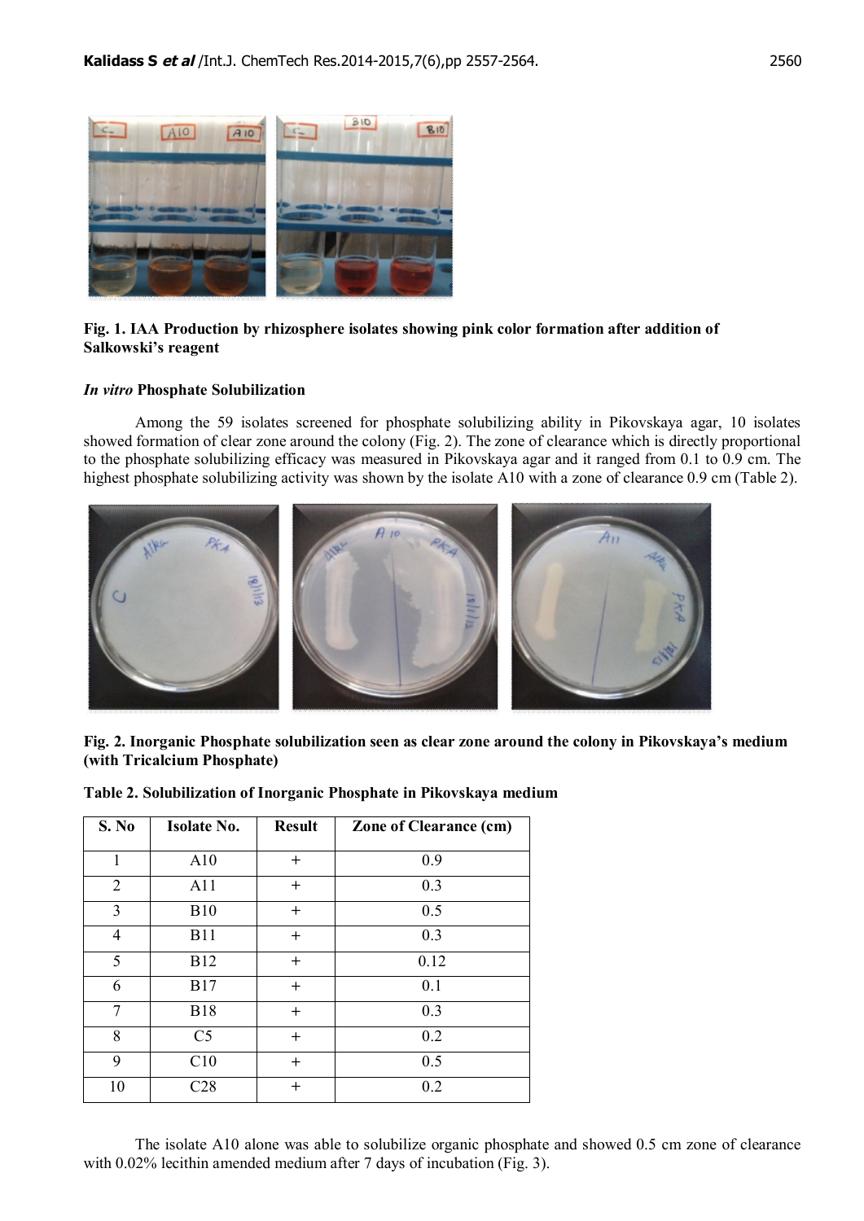**Fig. 1. IAA Production by rhizosphere isolates showing pink color formation after addition of Salkowski's reagent**

### *In vitro* Phosphate Solubilization

Among the 59 isolates screened for phosphate solubilizing ability in Pikovskaya agar, 10 isolates showed formation of clear zone around the colony (Fig. 2). The zone of clearance which is directly proportional to the phosphate solubilizing efficacy was measured in Pikovskaya agar and it ranged from 0.1 to 0.9 cm. The highest phosphate solubilizing activity was shown by the isolate A10 with a zone of clearance 0.9 cm (Table 2).

**Fig. 2. Inorganic Phosphate solubilization seen as clear zone around the colony in Pikovskaya's medium (with Tricalcium Phosphate)**

**Table 2. Solubilization of Inorganic Phosphate in Pikovskaya medium**

| S. No | Isolate No. | Result | Zone of Clearance (cm) |
|---|---|---|---|
| 1 | A10 | + | 0.9 |
| 2 | A11 | + | 0.3 |
| 3 | B10 | + | 0.5 |
| 4 | B11 | + | 0.3 |
| 5 | B12 | + | 0.12 |
| 6 | B17 | + | 0.1 |
| 7 | B18 | + | 0.3 |
| 8 | C5 | + | 0.2 |
| 9 | C10 | + | 0.5 |
| 10 | C28 | + | 0.2 |

The isolate A10 alone was able to solubilize organic phosphate and showed 0.5 cm zone of clearance with 0.02% lecithin amended medium after 7 days of incubation (Fig. 3).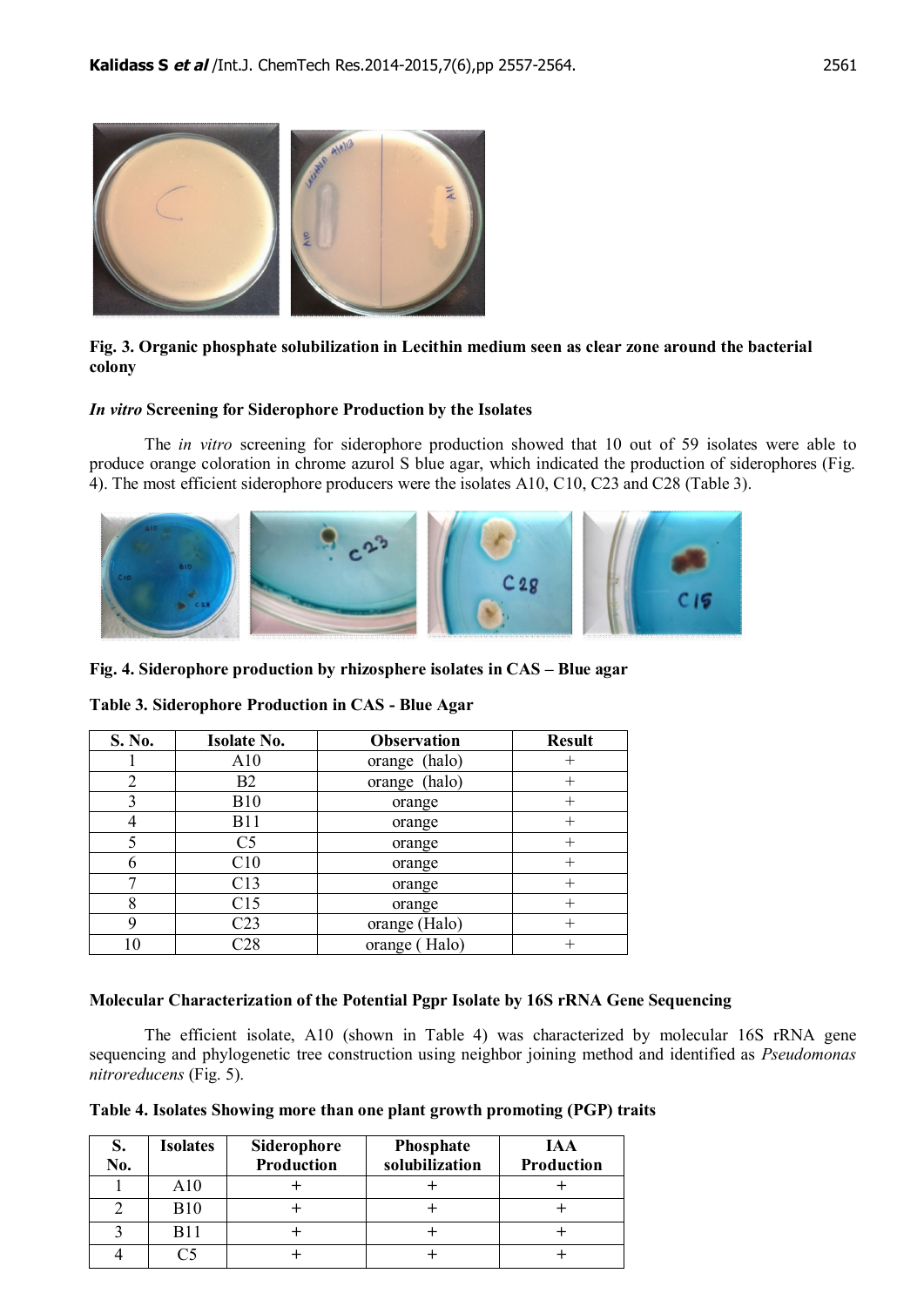**Fig. 3. Organic phosphate solubilization in Lecithin medium seen as clear zone around the bacterial colony**

### *In vitro* Screening for Siderophore Production by the Isolates

The *in vitro* screening for siderophore production showed that 10 out of 59 isolates were able to produce orange coloration in chrome azurol S blue agar, which indicated the production of siderophores (Fig. 4). The most efficient siderophore producers were the isolates A10, C10, C23 and C28 (Table 3).

**Fig. 4. Siderophore production by rhizosphere isolates in CAS – Blue agar**

**Table 3. Siderophore Production in CAS - Blue Agar**

| S. No. | Isolate No. | Observation | Result |
|---|---|---|---|
| 1 | A10 | orange (halo) | + |
| 2 | B2 | orange (halo) | + |
| 3 | B10 | orange | + |
| 4 | B11 | orange | + |
| 5 | C5 | orange | + |
| 6 | C10 | orange | + |
| 7 | C13 | orange | + |
| 8 | C15 | orange | + |
| 9 | C23 | orange (Halo) | + |
| 10 | C28 | orange ( Halo) | + |

### Molecular Characterization of the Potential Pgpr Isolate by 16S rRNA Gene Sequencing

The efficient isolate, A10 (shown in Table 4) was characterized by molecular 16S rRNA gene sequencing and phylogenetic tree construction using neighbor joining method and identified as *Pseudomonas nitroreducens* (Fig. 5).

**Table 4. Isolates Showing more than one plant growth promoting (PGP) traits**

| S. No. | Isolates | Siderophore Production | Phosphate solubilization | IAA Production |
|---|---|---|---|---|
| 1 | A10 | + | + | + |
| 2 | B10 | + | + | + |
| 3 | B11 | + | + | + |
| 4 | C5 | + | + | + |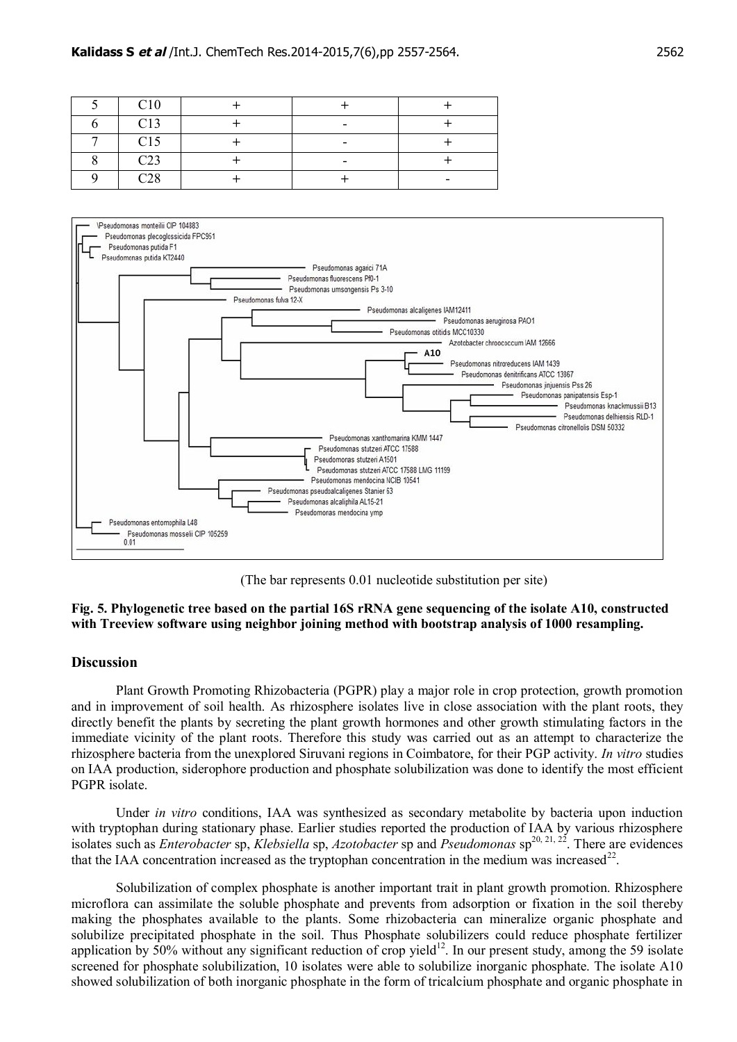| 5 | C10 | + | + | + |
|---|---|---|---|---|
| 6 | C13 | + | - | + |
| 7 | C15 | + | - | + |
| 8 | C23 | + | - | + |
| 9 | C28 | + | + | - |

(The bar represents 0.01 nucleotide substitution per site)

**Fig. 5. Phylogenetic tree based on the partial 16S rRNA gene sequencing of the isolate A10, constructed with Treeview software using neighbor joining method with bootstrap analysis of 1000 resampling.**

## Discussion

Plant Growth Promoting Rhizobacteria (PGPR) play a major role in crop protection, growth promotion and in improvement of soil health. As rhizosphere isolates live in close association with the plant roots, they directly benefit the plants by secreting the plant growth hormones and other growth stimulating factors in the immediate vicinity of the plant roots. Therefore this study was carried out as an attempt to characterize the rhizosphere bacteria from the unexplored Siruvani regions in Coimbatore, for their PGP activity. *In vitro* studies on IAA production, siderophore production and phosphate solubilization was done to identify the most efficient PGPR isolate.

Under *in vitro* conditions, IAA was synthesized as secondary metabolite by bacteria upon induction with tryptophan during stationary phase. Earlier studies reported the production of IAA by various rhizosphere isolates such as *Enterobacter* sp, *Klebsiella* sp, *Azotobacter* sp and *Pseudomonas* sp[20, 21, 22]. There are evidences that the IAA concentration increased as the tryptophan concentration in the medium was increased[22].

Solubilization of complex phosphate is another important trait in plant growth promotion. Rhizosphere microflora can assimilate the soluble phosphate and prevents from adsorption or fixation in the soil thereby making the phosphates available to the plants. Some rhizobacteria can mineralize organic phosphate and solubilize precipitated phosphate in the soil. Thus Phosphate solubilizers could reduce phosphate fertilizer application by 50% without any significant reduction of crop yield[12]. In our present study, among the 59 isolate screened for phosphate solubilization, 10 isolates were able to solubilize inorganic phosphate. The isolate A10 showed solubilization of both inorganic phosphate in the form of tricalcium phosphate and organic phosphate in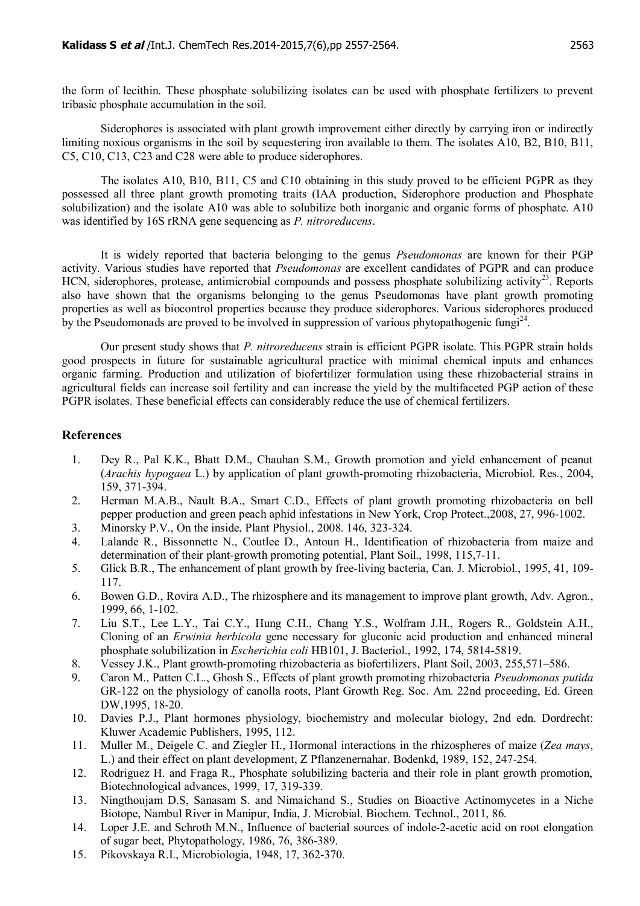the form of lecithin. These phosphate solubilizing isolates can be used with phosphate fertilizers to prevent tribasic phosphate accumulation in the soil.

Siderophores is associated with plant growth improvement either directly by carrying iron or indirectly limiting noxious organisms in the soil by sequestering iron available to them. The isolates A10, B2, B10, B11, C5, C10, C13, C23 and C28 were able to produce siderophores.

The isolates A10, B10, B11, C5 and C10 obtaining in this study proved to be efficient PGPR as they possessed all three plant growth promoting traits (IAA production, Siderophore production and Phosphate solubilization) and the isolate A10 was able to solubilize both inorganic and organic forms of phosphate. A10 was identified by 16S rRNA gene sequencing as *P. nitroreducens*.

It is widely reported that bacteria belonging to the genus *Pseudomonas* are known for their PGP activity. Various studies have reported that *Pseudomonas* are excellent candidates of PGPR and can produce HCN, siderophores, protease, antimicrobial compounds and possess phosphate solubilizing activity[23]. Reports also have shown that the organisms belonging to the genus Pseudomonas have plant growth promoting properties as well as biocontrol properties because they produce siderophores. Various siderophores produced by the Pseudomonads are proved to be involved in suppression of various phytopathogenic fungi[24].

Our present study shows that *P. nitroreducens* strain is efficient PGPR isolate. This PGPR strain holds good prospects in future for sustainable agricultural practice with minimal chemical inputs and enhances organic farming. Production and utilization of biofertilizer formulation using these rhizobacterial strains in agricultural fields can increase soil fertility and can increase the yield by the multifaceted PGP action of these PGPR isolates. These beneficial effects can considerably reduce the use of chemical fertilizers.

## References

1. Dey R., Pal K.K., Bhatt D.M., Chauhan S.M., Growth promotion and yield enhancement of peanut (*Arachis hypogaea* L.) by application of plant growth-promoting rhizobacteria, Microbiol. Res., 2004, 159, 371-394.
2. Herman M.A.B., Nault B.A., Smart C.D., Effects of plant growth promoting rhizobacteria on bell pepper production and green peach aphid infestations in New York, Crop Protect.,2008, 27, 996-1002.
3. Minorsky P.V., On the inside, Plant Physiol., 2008. 146, 323-324.
4. Lalande R., Bissonnette N., Coutlee D., Antoun H., Identification of rhizobacteria from maize and determination of their plant-growth promoting potential, Plant Soil., 1998, 115,7-11.
5. Glick B.R., The enhancement of plant growth by free-living bacteria, Can. J. Microbiol., 1995, 41, 109-117.
6. Bowen G.D., Rovira A.D., The rhizosphere and its management to improve plant growth, Adv. Agron., 1999, 66, 1-102.
7. Liu S.T., Lee L.Y., Tai C.Y., Hung C.H., Chang Y.S., Wolfram J.H., Rogers R., Goldstein A.H., Cloning of an *Erwinia herbicola* gene necessary for gluconic acid production and enhanced mineral phosphate solubilization in *Escherichia coli* HB101, J. Bacteriol., 1992, 174, 5814-5819.
8. Vessey J.K., Plant growth-promoting rhizobacteria as biofertilizers, Plant Soil, 2003, 255,571–586.
9. Caron M., Patten C.L., Ghosh S., Effects of plant growth promoting rhizobacteria *Pseudomonas putida* GR-122 on the physiology of canolla roots, Plant Growth Reg. Soc. Am. 22nd proceeding, Ed. Green DW,1995, 18-20.
10. Davies P.J., Plant hormones physiology, biochemistry and molecular biology, 2nd edn. Dordrecht: Kluwer Academic Publishers, 1995, 112.
11. Muller M., Deigele C. and Ziegler H., Hormonal interactions in the rhizospheres of maize (*Zea mays*, L.) and their effect on plant development, Z Pflanzenernahar. Bodenkd, 1989, 152, 247-254.
12. Rodriguez H. and Fraga R., Phosphate solubilizing bacteria and their role in plant growth promotion, Biotechnological advances, 1999, 17, 319-339.
13. Ningthoujam D.S, Sanasam S. and Nimaichand S., Studies on Bioactive Actinomycetes in a Niche Biotope, Nambul River in Manipur, India, J. Microbial. Biochem. Technol., 2011, 86.
14. Loper J.E. and Schroth M.N., Influence of bacterial sources of indole-2-acetic acid on root elongation of sugar beet, Phytopathology, 1986, 76, 386-389.
15. Pikovskaya R.I., Microbiologia, 1948, 17, 362-370.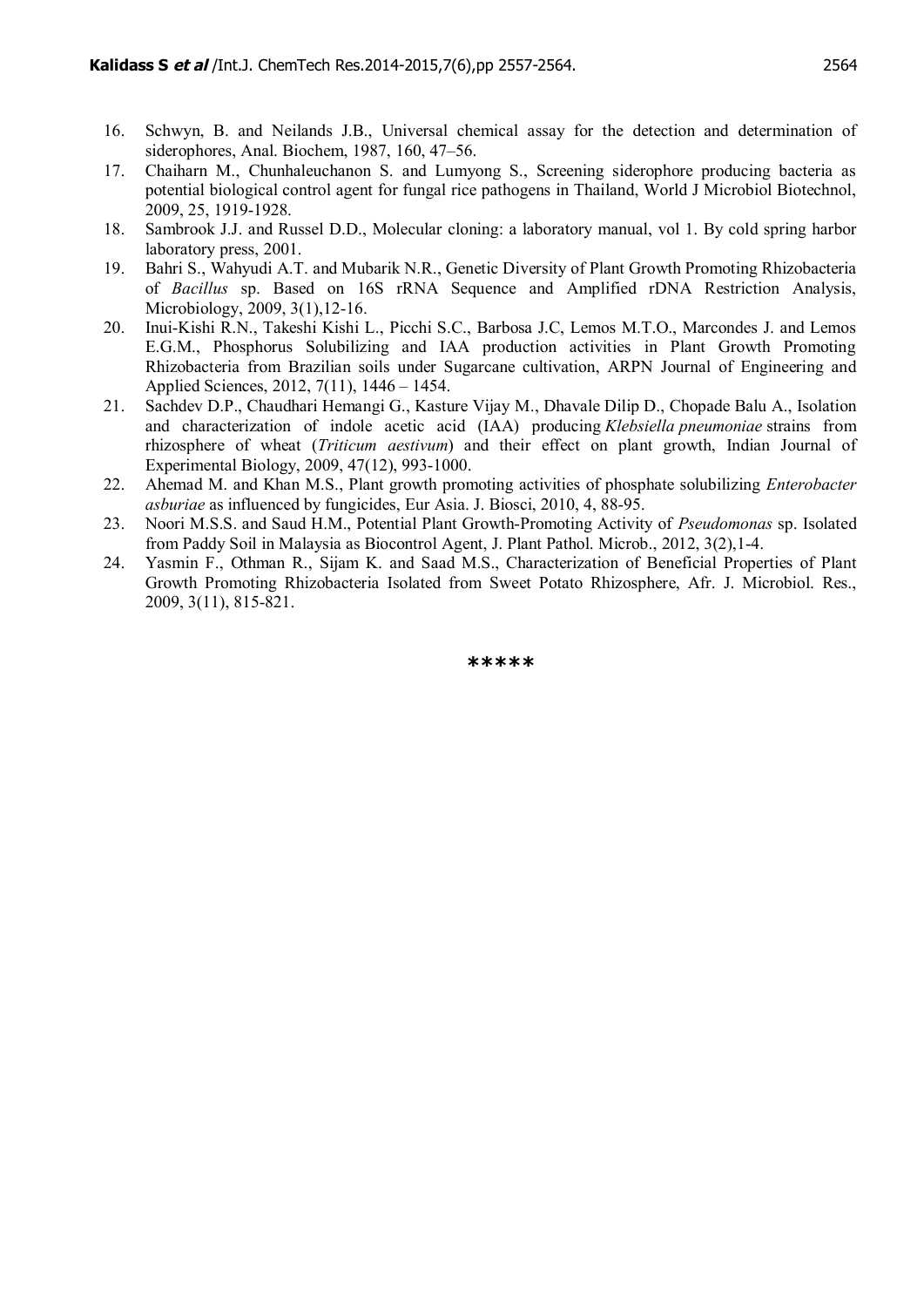16. Schwyn, B. and Neilands J.B., Universal chemical assay for the detection and determination of siderophores, Anal. Biochem, 1987, 160, 47–56.
17. Chaiharn M., Chunhaleuchanon S. and Lumyong S., Screening siderophore producing bacteria as potential biological control agent for fungal rice pathogens in Thailand, World J Microbiol Biotechnol, 2009, 25, 1919-1928.
18. Sambrook J.J. and Russel D.D., Molecular cloning: a laboratory manual, vol 1. By cold spring harbor laboratory press, 2001.
19. Bahri S., Wahyudi A.T. and Mubarik N.R., Genetic Diversity of Plant Growth Promoting Rhizobacteria of *Bacillus* sp. Based on 16S rRNA Sequence and Amplified rDNA Restriction Analysis, Microbiology, 2009, 3(1),12-16.
20. Inui-Kishi R.N., Takeshi Kishi L., Picchi S.C., Barbosa J.C, Lemos M.T.O., Marcondes J. and Lemos E.G.M., Phosphorus Solubilizing and IAA production activities in Plant Growth Promoting Rhizobacteria from Brazilian soils under Sugarcane cultivation, ARPN Journal of Engineering and Applied Sciences, 2012, 7(11), 1446 – 1454.
21. Sachdev D.P., Chaudhari Hemangi G., Kasture Vijay M., Dhavale Dilip D., Chopade Balu A., Isolation and characterization of indole acetic acid (IAA) producing *Klebsiella pneumoniae* strains from rhizosphere of wheat (*Triticum aestivum*) and their effect on plant growth, Indian Journal of Experimental Biology, 2009, 47(12), 993-1000.
22. Ahemad M. and Khan M.S., Plant growth promoting activities of phosphate solubilizing *Enterobacter asburiae* as influenced by fungicides, Eur Asia. J. Biosci, 2010, 4, 88-95.
23. Noori M.S.S. and Saud H.M., Potential Plant Growth-Promoting Activity of *Pseudomonas* sp. Isolated from Paddy Soil in Malaysia as Biocontrol Agent, J. Plant Pathol. Microb., 2012, 3(2),1-4.
24. Yasmin F., Othman R., Sijam K. and Saad M.S., Characterization of Beneficial Properties of Plant Growth Promoting Rhizobacteria Isolated from Sweet Potato Rhizosphere, Afr. J. Microbiol. Res., 2009, 3(11), 815-821.

*****